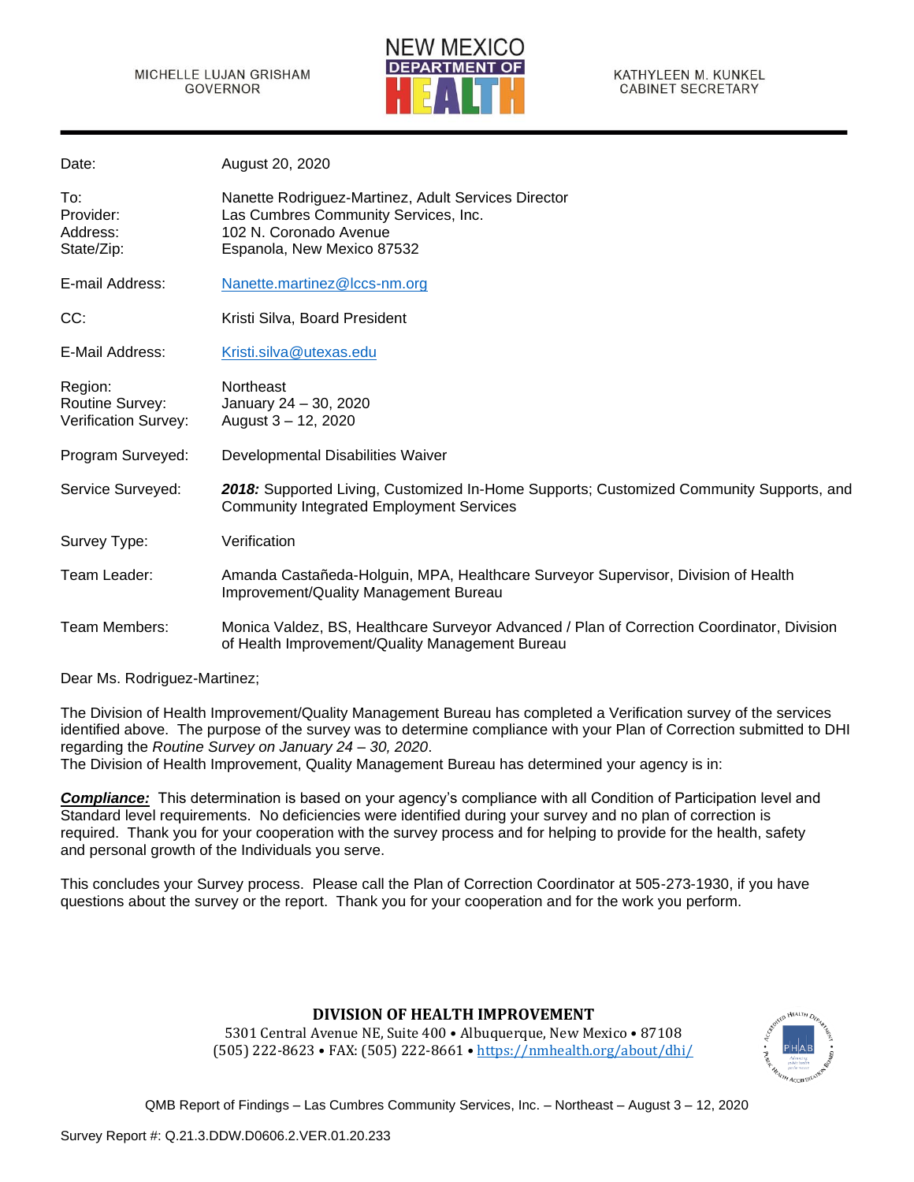MICHELLE LUJAN GRISHAM
GOVERNOR

NEW MEXICO DEPARTMENT OF HEALTH

KATHYLEEN M. KUNKEL
CABINET SECRETARY

---

| | |
|---|---|
| Date: | August 20, 2020 |
| To: | Nanette Rodriguez-Martinez, Adult Services Director |
| Provider: | Las Cumbres Community Services, Inc. |
| Address: | 102 N. Coronado Avenue |
| State/Zip: | Espanola, New Mexico 87532 |
| E-mail Address: | Nanette.martinez@lccs-nm.org |
| CC: | Kristi Silva, Board President |
| E-Mail Address: | Kristi.silva@utexas.edu |
| Region: | Northeast |
| Routine Survey: | January 24 – 30, 2020 |
| Verification Survey: | August 3 – 12, 2020 |
| Program Surveyed: | Developmental Disabilities Waiver |
| Service Surveyed: | ***2018:*** Supported Living, Customized In-Home Supports; Customized Community Supports, and Community Integrated Employment Services |
| Survey Type: | Verification |
| Team Leader: | Amanda Castañeda-Holguin, MPA, Healthcare Surveyor Supervisor, Division of Health Improvement/Quality Management Bureau |
| Team Members: | Monica Valdez, BS, Healthcare Surveyor Advanced / Plan of Correction Coordinator, Division of Health Improvement/Quality Management Bureau |

Dear Ms. Rodriguez-Martinez;

The Division of Health Improvement/Quality Management Bureau has completed a Verification survey of the services identified above. The purpose of the survey was to determine compliance with your Plan of Correction submitted to DHI regarding the *Routine Survey on January 24 – 30, 2020*.
The Division of Health Improvement, Quality Management Bureau has determined your agency is in:

***Compliance:*** This determination is based on your agency's compliance with all Condition of Participation level and Standard level requirements. No deficiencies were identified during your survey and no plan of correction is required. Thank you for your cooperation with the survey process and for helping to provide for the health, safety and personal growth of the Individuals you serve.

This concludes your Survey process. Please call the Plan of Correction Coordinator at 505-273-1930, if you have questions about the survey or the report. Thank you for your cooperation and for the work you perform.

**DIVISION OF HEALTH IMPROVEMENT**
5301 Central Avenue NE, Suite 400 • Albuquerque, New Mexico • 87108
(505) 222-8623 • FAX: (505) 222-8661 • https://nmhealth.org/about/dhi/

QMB Report of Findings – Las Cumbres Community Services, Inc. – Northeast – August 3 – 12, 2020

Survey Report #: Q.21.3.DDW.D0606.2.VER.01.20.233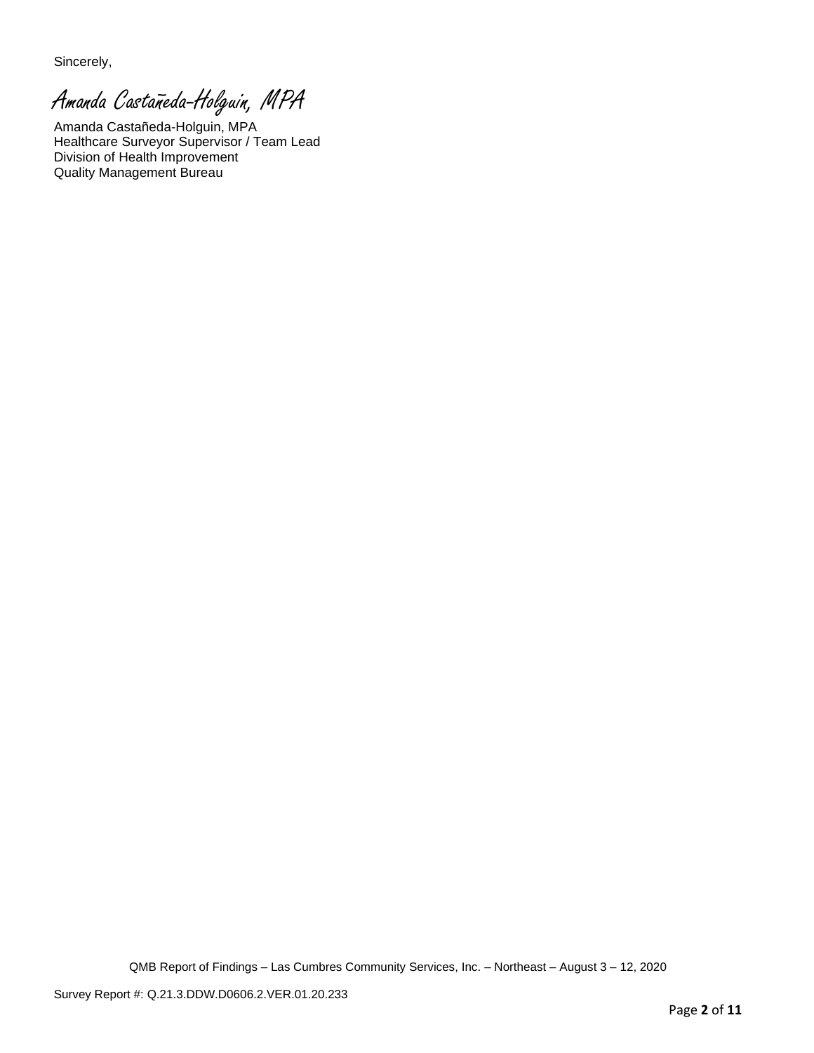Sincerely,

*Amanda Castañeda-Holguin, MPA*

Amanda Castañeda-Holguin, MPA
Healthcare Surveyor Supervisor / Team Lead
Division of Health Improvement
Quality Management Bureau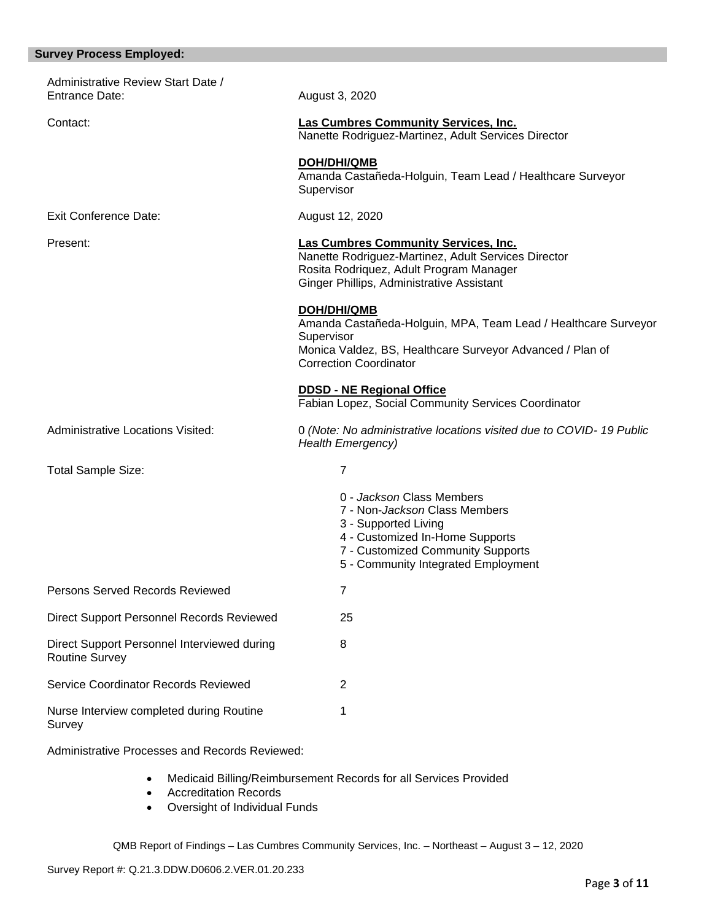## Survey Process Employed:

| | |
|---|---|
| Administrative Review Start Date / Entrance Date: | August 3, 2020 |
| Contact: | **Las Cumbres Community Services, Inc.**<br>Nanette Rodriguez-Martinez, Adult Services Director<br><br>**DOH/DHI/QMB**<br>Amanda Castañeda-Holguin, Team Lead / Healthcare Surveyor Supervisor |
| Exit Conference Date: | August 12, 2020 |
| Present: | **Las Cumbres Community Services, Inc.**<br>Nanette Rodriguez-Martinez, Adult Services Director<br>Rosita Rodriquez, Adult Program Manager<br>Ginger Phillips, Administrative Assistant<br><br>**DOH/DHI/QMB**<br>Amanda Castañeda-Holguin, MPA, Team Lead / Healthcare Surveyor Supervisor<br>Monica Valdez, BS, Healthcare Surveyor Advanced / Plan of Correction Coordinator<br><br>**DDSD - NE Regional Office**<br>Fabian Lopez, Social Community Services Coordinator |
| Administrative Locations Visited: | 0 *(Note: No administrative locations visited due to COVID- 19 Public Health Emergency)* |
| Total Sample Size: | 7<br><br>0 - *Jackson* Class Members<br>7 - Non-*Jackson* Class Members<br>3 - Supported Living<br>4 - Customized In-Home Supports<br>7 - Customized Community Supports<br>5 - Community Integrated Employment |
| Persons Served Records Reviewed | 7 |
| Direct Support Personnel Records Reviewed | 25 |
| Direct Support Personnel Interviewed during Routine Survey | 8 |
| Service Coordinator Records Reviewed | 2 |
| Nurse Interview completed during Routine Survey | 1 |

Administrative Processes and Records Reviewed:

- Medicaid Billing/Reimbursement Records for all Services Provided
- Accreditation Records
- Oversight of Individual Funds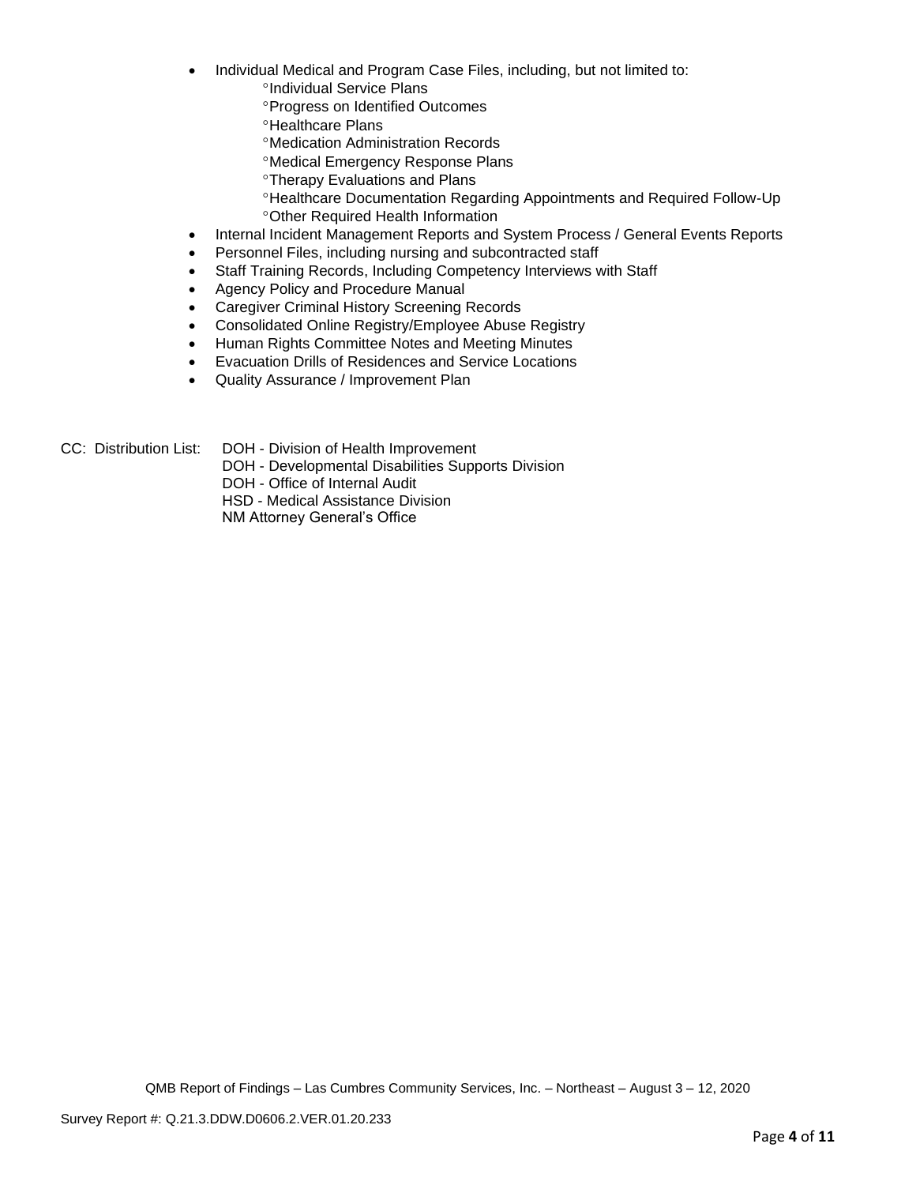- Individual Medical and Program Case Files, including, but not limited to:
  - °Individual Service Plans
  - °Progress on Identified Outcomes
  - °Healthcare Plans
  - °Medication Administration Records
  - °Medical Emergency Response Plans
  - °Therapy Evaluations and Plans
  - °Healthcare Documentation Regarding Appointments and Required Follow-Up
  - °Other Required Health Information
- Internal Incident Management Reports and System Process / General Events Reports
- Personnel Files, including nursing and subcontracted staff
- Staff Training Records, Including Competency Interviews with Staff
- Agency Policy and Procedure Manual
- Caregiver Criminal History Screening Records
- Consolidated Online Registry/Employee Abuse Registry
- Human Rights Committee Notes and Meeting Minutes
- Evacuation Drills of Residences and Service Locations
- Quality Assurance / Improvement Plan

CC: Distribution List:
DOH - Division of Health Improvement
DOH - Developmental Disabilities Supports Division
DOH - Office of Internal Audit
HSD - Medical Assistance Division
NM Attorney General's Office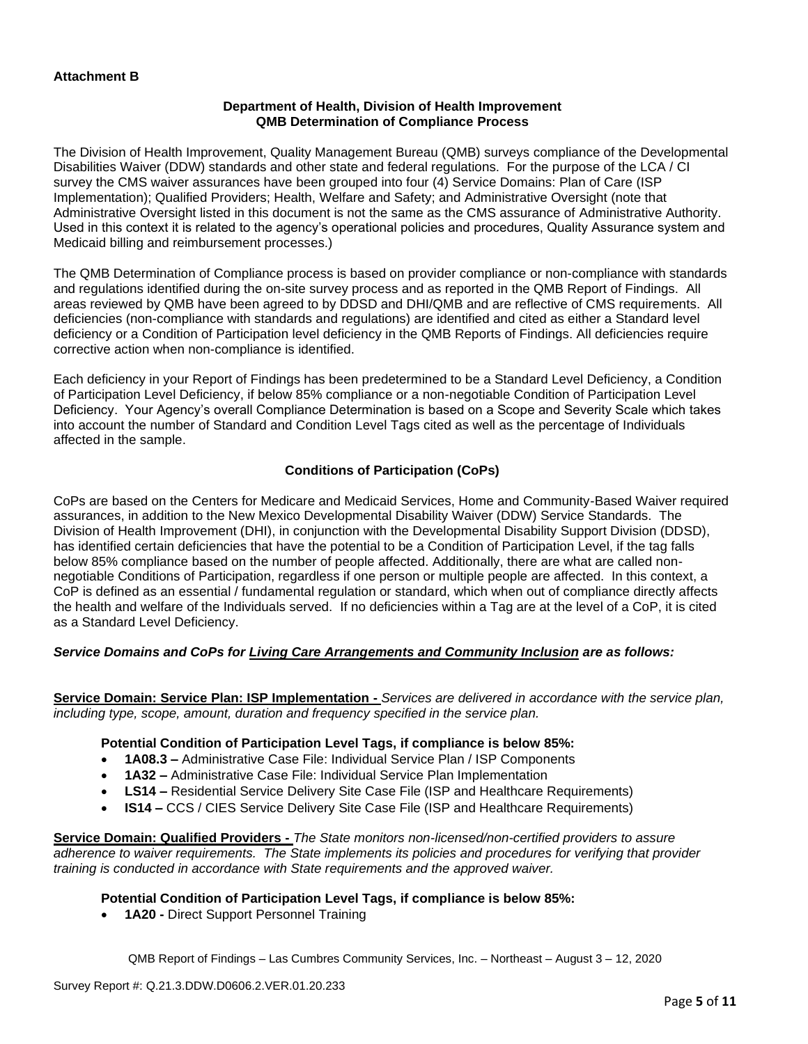**Attachment B**

**Department of Health, Division of Health Improvement**
**QMB Determination of Compliance Process**

The Division of Health Improvement, Quality Management Bureau (QMB) surveys compliance of the Developmental Disabilities Waiver (DDW) standards and other state and federal regulations. For the purpose of the LCA / CI survey the CMS waiver assurances have been grouped into four (4) Service Domains: Plan of Care (ISP Implementation); Qualified Providers; Health, Welfare and Safety; and Administrative Oversight (note that Administrative Oversight listed in this document is not the same as the CMS assurance of Administrative Authority. Used in this context it is related to the agency's operational policies and procedures, Quality Assurance system and Medicaid billing and reimbursement processes.)

The QMB Determination of Compliance process is based on provider compliance or non-compliance with standards and regulations identified during the on-site survey process and as reported in the QMB Report of Findings. All areas reviewed by QMB have been agreed to by DDSD and DHI/QMB and are reflective of CMS requirements. All deficiencies (non-compliance with standards and regulations) are identified and cited as either a Standard level deficiency or a Condition of Participation level deficiency in the QMB Reports of Findings. All deficiencies require corrective action when non-compliance is identified.

Each deficiency in your Report of Findings has been predetermined to be a Standard Level Deficiency, a Condition of Participation Level Deficiency, if below 85% compliance or a non-negotiable Condition of Participation Level Deficiency. Your Agency's overall Compliance Determination is based on a Scope and Severity Scale which takes into account the number of Standard and Condition Level Tags cited as well as the percentage of Individuals affected in the sample.

**Conditions of Participation (CoPs)**

CoPs are based on the Centers for Medicare and Medicaid Services, Home and Community-Based Waiver required assurances, in addition to the New Mexico Developmental Disability Waiver (DDW) Service Standards. The Division of Health Improvement (DHI), in conjunction with the Developmental Disability Support Division (DDSD), has identified certain deficiencies that have the potential to be a Condition of Participation Level, if the tag falls below 85% compliance based on the number of people affected. Additionally, there are what are called non-negotiable Conditions of Participation, regardless if one person or multiple people are affected. In this context, a CoP is defined as an essential / fundamental regulation or standard, which when out of compliance directly affects the health and welfare of the Individuals served. If no deficiencies within a Tag are at the level of a CoP, it is cited as a Standard Level Deficiency.

***Service Domains and CoPs for Living Care Arrangements and Community Inclusion are as follows:***

**Service Domain: Service Plan: ISP Implementation -** *Services are delivered in accordance with the service plan, including type, scope, amount, duration and frequency specified in the service plan.*

**Potential Condition of Participation Level Tags, if compliance is below 85%:**

- **1A08.3 –** Administrative Case File: Individual Service Plan / ISP Components
- **1A32 –** Administrative Case File: Individual Service Plan Implementation
- **LS14 –** Residential Service Delivery Site Case File (ISP and Healthcare Requirements)
- **IS14 –** CCS / CIES Service Delivery Site Case File (ISP and Healthcare Requirements)

**Service Domain: Qualified Providers -** *The State monitors non-licensed/non-certified providers to assure adherence to waiver requirements. The State implements its policies and procedures for verifying that provider training is conducted in accordance with State requirements and the approved waiver.*

**Potential Condition of Participation Level Tags, if compliance is below 85%:**

- **1A20 -** Direct Support Personnel Training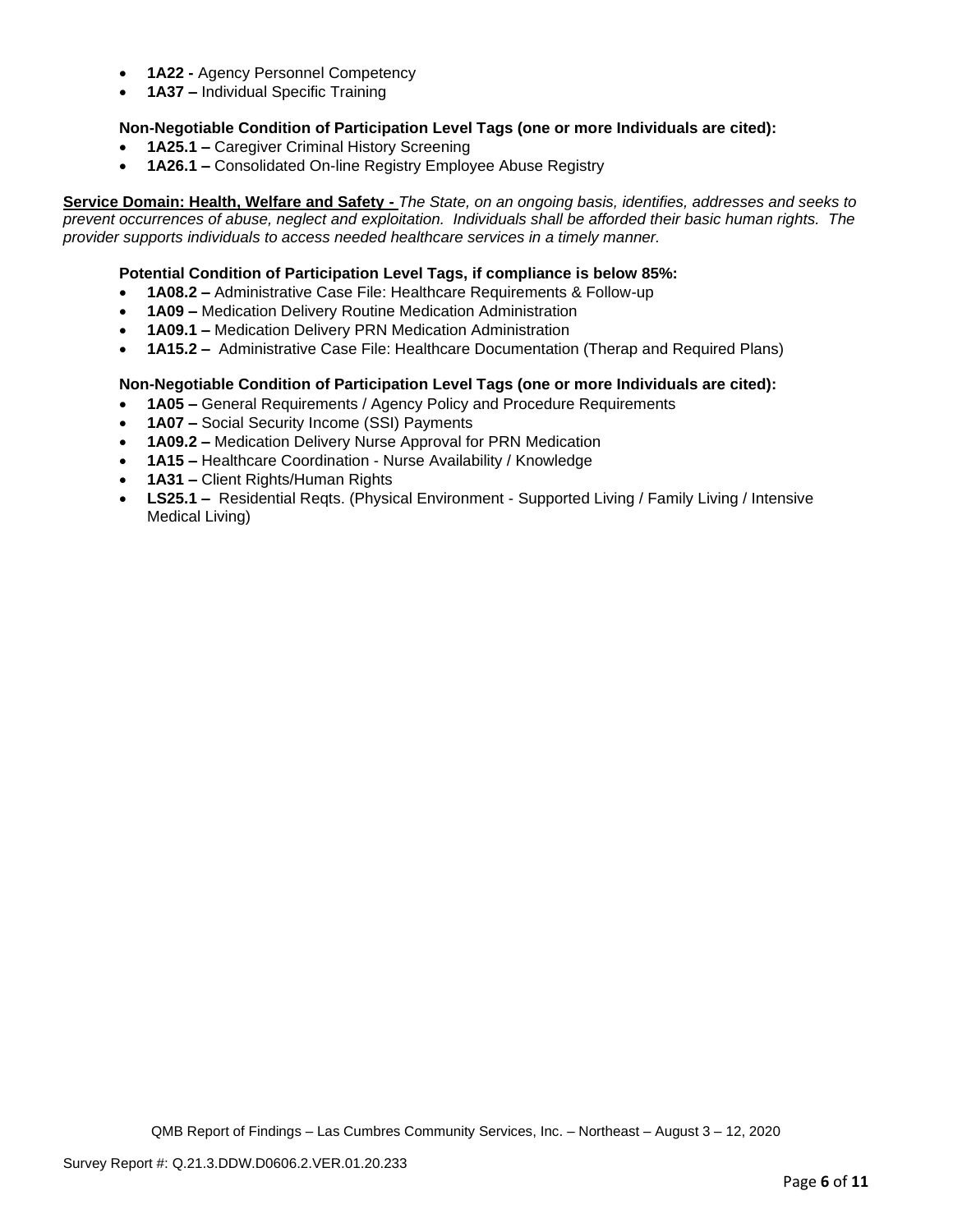- **1A22 -** Agency Personnel Competency
- **1A37 –** Individual Specific Training

**Non-Negotiable Condition of Participation Level Tags (one or more Individuals are cited):**

- **1A25.1 –** Caregiver Criminal History Screening
- **1A26.1 –** Consolidated On-line Registry Employee Abuse Registry

**Service Domain: Health, Welfare and Safety -** *The State, on an ongoing basis, identifies, addresses and seeks to prevent occurrences of abuse, neglect and exploitation. Individuals shall be afforded their basic human rights. The provider supports individuals to access needed healthcare services in a timely manner.*

**Potential Condition of Participation Level Tags, if compliance is below 85%:**

- **1A08.2 –** Administrative Case File: Healthcare Requirements & Follow-up
- **1A09 –** Medication Delivery Routine Medication Administration
- **1A09.1 –** Medication Delivery PRN Medication Administration
- **1A15.2 –** Administrative Case File: Healthcare Documentation (Therap and Required Plans)

**Non-Negotiable Condition of Participation Level Tags (one or more Individuals are cited):**

- **1A05 –** General Requirements / Agency Policy and Procedure Requirements
- **1A07 –** Social Security Income (SSI) Payments
- **1A09.2 –** Medication Delivery Nurse Approval for PRN Medication
- **1A15 –** Healthcare Coordination - Nurse Availability / Knowledge
- **1A31 –** Client Rights/Human Rights
- **LS25.1 –** Residential Reqts. (Physical Environment - Supported Living / Family Living / Intensive Medical Living)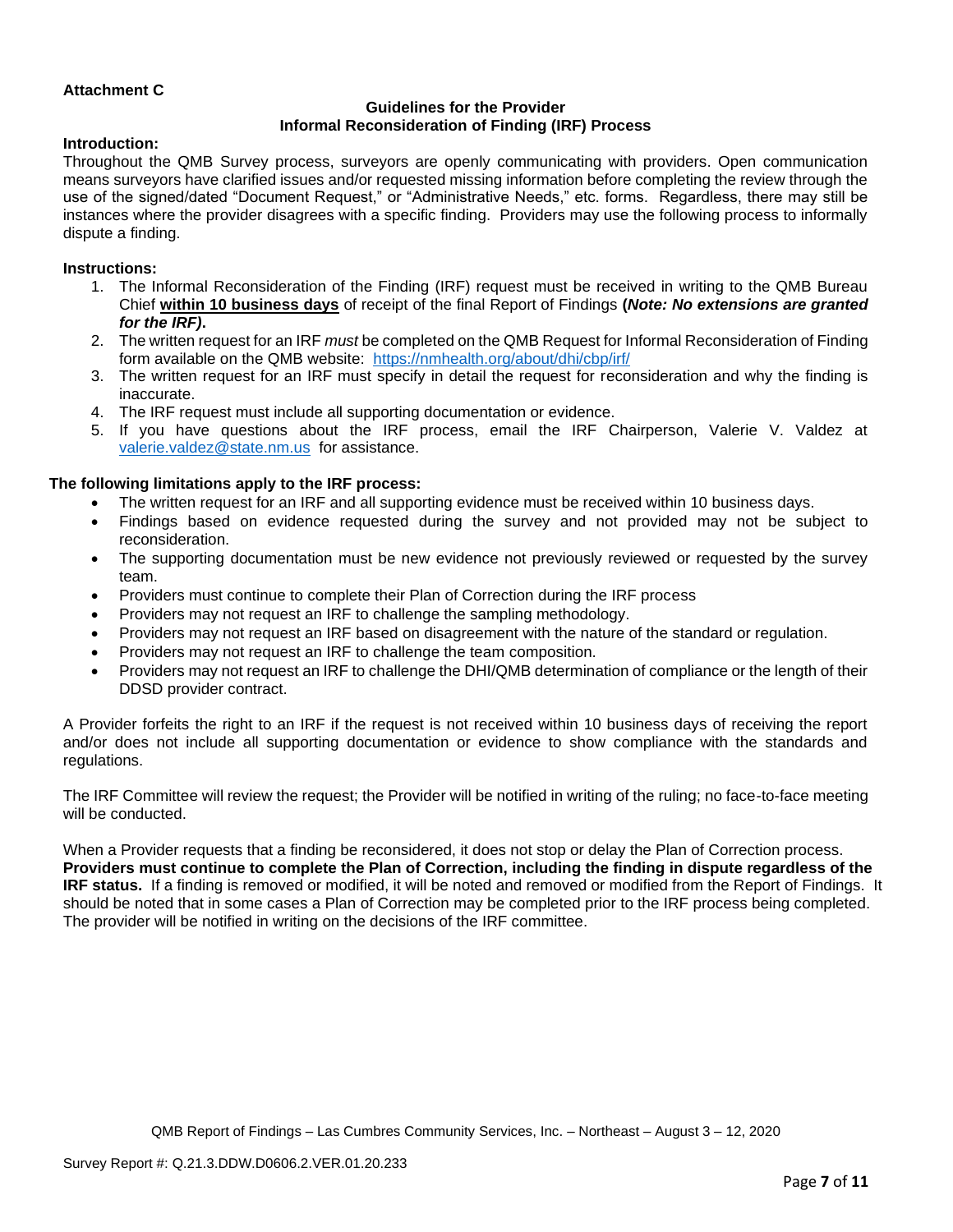**Attachment C**

**Guidelines for the Provider**
**Informal Reconsideration of Finding (IRF) Process**

**Introduction:**
Throughout the QMB Survey process, surveyors are openly communicating with providers. Open communication means surveyors have clarified issues and/or requested missing information before completing the review through the use of the signed/dated "Document Request," or "Administrative Needs," etc. forms. Regardless, there may still be instances where the provider disagrees with a specific finding. Providers may use the following process to informally dispute a finding.

**Instructions:**

1. The Informal Reconsideration of the Finding (IRF) request must be received in writing to the QMB Bureau Chief **within 10 business days** of receipt of the final Report of Findings **(*Note: No extensions are granted for the IRF)*.**
2. The written request for an IRF *must* be completed on the QMB Request for Informal Reconsideration of Finding form available on the QMB website: https://nmhealth.org/about/dhi/cbp/irf/
3. The written request for an IRF must specify in detail the request for reconsideration and why the finding is inaccurate.
4. The IRF request must include all supporting documentation or evidence.
5. If you have questions about the IRF process, email the IRF Chairperson, Valerie V. Valdez at valerie.valdez@state.nm.us for assistance.

**The following limitations apply to the IRF process:**

- The written request for an IRF and all supporting evidence must be received within 10 business days.
- Findings based on evidence requested during the survey and not provided may not be subject to reconsideration.
- The supporting documentation must be new evidence not previously reviewed or requested by the survey team.
- Providers must continue to complete their Plan of Correction during the IRF process
- Providers may not request an IRF to challenge the sampling methodology.
- Providers may not request an IRF based on disagreement with the nature of the standard or regulation.
- Providers may not request an IRF to challenge the team composition.
- Providers may not request an IRF to challenge the DHI/QMB determination of compliance or the length of their DDSD provider contract.

A Provider forfeits the right to an IRF if the request is not received within 10 business days of receiving the report and/or does not include all supporting documentation or evidence to show compliance with the standards and regulations.

The IRF Committee will review the request; the Provider will be notified in writing of the ruling; no face-to-face meeting will be conducted.

When a Provider requests that a finding be reconsidered, it does not stop or delay the Plan of Correction process. **Providers must continue to complete the Plan of Correction, including the finding in dispute regardless of the IRF status.** If a finding is removed or modified, it will be noted and removed or modified from the Report of Findings. It should be noted that in some cases a Plan of Correction may be completed prior to the IRF process being completed. The provider will be notified in writing on the decisions of the IRF committee.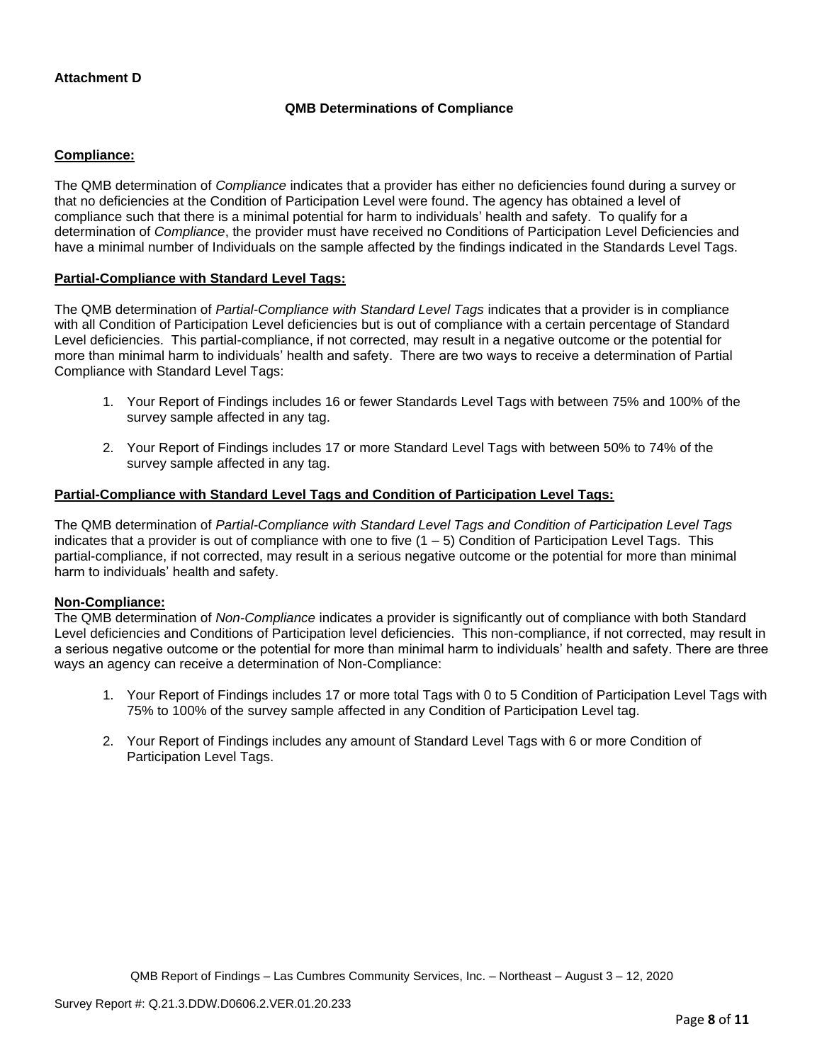**Attachment D**

**QMB Determinations of Compliance**

**Compliance:**

The QMB determination of *Compliance* indicates that a provider has either no deficiencies found during a survey or that no deficiencies at the Condition of Participation Level were found. The agency has obtained a level of compliance such that there is a minimal potential for harm to individuals' health and safety. To qualify for a determination of *Compliance*, the provider must have received no Conditions of Participation Level Deficiencies and have a minimal number of Individuals on the sample affected by the findings indicated in the Standards Level Tags.

**Partial-Compliance with Standard Level Tags:**

The QMB determination of *Partial-Compliance with Standard Level Tags* indicates that a provider is in compliance with all Condition of Participation Level deficiencies but is out of compliance with a certain percentage of Standard Level deficiencies. This partial-compliance, if not corrected, may result in a negative outcome or the potential for more than minimal harm to individuals' health and safety. There are two ways to receive a determination of Partial Compliance with Standard Level Tags:

1. Your Report of Findings includes 16 or fewer Standards Level Tags with between 75% and 100% of the survey sample affected in any tag.
2. Your Report of Findings includes 17 or more Standard Level Tags with between 50% to 74% of the survey sample affected in any tag.

**Partial-Compliance with Standard Level Tags and Condition of Participation Level Tags:**

The QMB determination of *Partial-Compliance with Standard Level Tags and Condition of Participation Level Tags* indicates that a provider is out of compliance with one to five (1 – 5) Condition of Participation Level Tags. This partial-compliance, if not corrected, may result in a serious negative outcome or the potential for more than minimal harm to individuals' health and safety.

**Non-Compliance:**

The QMB determination of *Non-Compliance* indicates a provider is significantly out of compliance with both Standard Level deficiencies and Conditions of Participation level deficiencies. This non-compliance, if not corrected, may result in a serious negative outcome or the potential for more than minimal harm to individuals' health and safety. There are three ways an agency can receive a determination of Non-Compliance:

1. Your Report of Findings includes 17 or more total Tags with 0 to 5 Condition of Participation Level Tags with 75% to 100% of the survey sample affected in any Condition of Participation Level tag.
2. Your Report of Findings includes any amount of Standard Level Tags with 6 or more Condition of Participation Level Tags.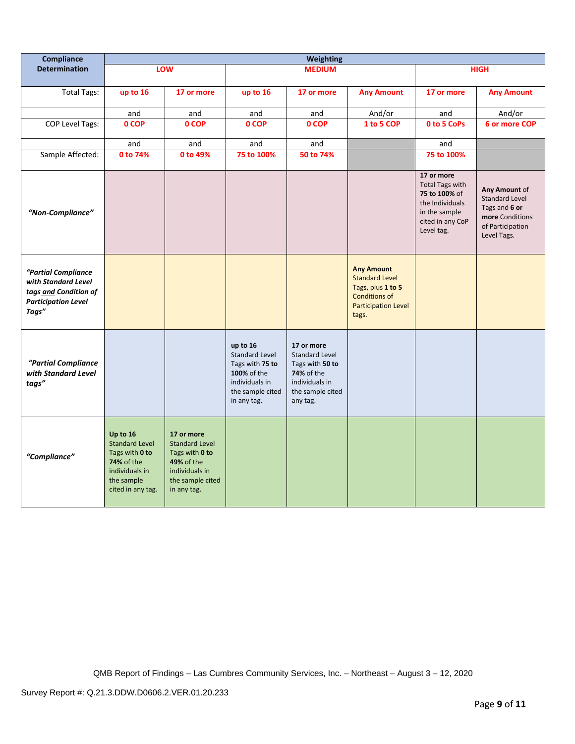| Compliance Determination | Weighting | | | | | | |
|---|---|---|---|---|---|---|---|
| | LOW | | MEDIUM | | | HIGH | |
| Total Tags: | up to 16 | 17 or more | up to 16 | 17 or more | Any Amount | 17 or more | Any Amount |
| | and | and | and | and | And/or | and | And/or |
| COP Level Tags: | 0 COP | 0 COP | 0 COP | 0 COP | 1 to 5 COP | 0 to 5 CoPs | 6 or more COP |
| | and | and | and | and | | and | |
| Sample Affected: | 0 to 74% | 0 to 49% | 75 to 100% | 50 to 74% | | 75 to 100% | |
| *"Non-Compliance"* | | | | | | **17 or more** Total Tags with **75 to 100%** of the Individuals in the sample cited in any CoP Level tag. | **Any Amount** of Standard Level Tags and **6 or more** Conditions of Participation Level Tags. |
| ***"Partial Compliance with Standard Level tags and Condition of Participation Level Tags"*** | | | | | **Any Amount** Standard Level Tags, plus **1 to 5** Conditions of Participation Level tags. | | |
| ***"Partial Compliance with Standard Level tags"*** | | | **up to 16** Standard Level Tags with **75 to 100%** of the individuals in the sample cited in any tag. | **17 or more** Standard Level Tags with **50 to 74%** of the individuals in the sample cited any tag. | | | |
| ***"Compliance"*** | **Up to 16** Standard Level Tags with **0 to 74%** of the individuals in the sample cited in any tag. | **17 or more** Standard Level Tags with **0 to 49%** of the individuals in the sample cited in any tag. | | | | | |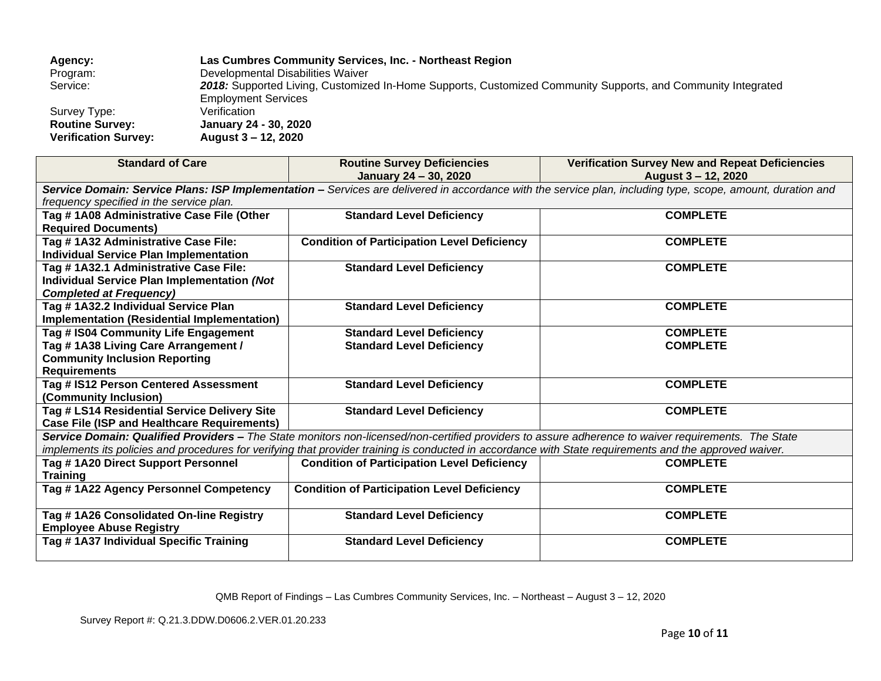**Agency:** **Las Cumbres Community Services, Inc. - Northeast Region**
Program: Developmental Disabilities Waiver
Service: ***2018:*** Supported Living, Customized In-Home Supports, Customized Community Supports, and Community Integrated Employment Services
Survey Type: Verification
**Routine Survey:** **January 24 - 30, 2020**
**Verification Survey:** **August 3 – 12, 2020**

| Standard of Care | Routine Survey Deficiencies January 24 – 30, 2020 | Verification Survey New and Repeat Deficiencies August 3 – 12, 2020 |
|---|---|---|
| ***Service Domain: Service Plans: ISP Implementation –*** *Services are delivered in accordance with the service plan, including type, scope, amount, duration and frequency specified in the service plan.* | | |
| **Tag # 1A08 Administrative Case File (Other Required Documents)** | **Standard Level Deficiency** | **COMPLETE** |
| **Tag # 1A32 Administrative Case File: Individual Service Plan Implementation** | **Condition of Participation Level Deficiency** | **COMPLETE** |
| **Tag # 1A32.1 Administrative Case File: Individual Service Plan Implementation *(Not Completed at Frequency)*** | **Standard Level Deficiency** | **COMPLETE** |
| **Tag # 1A32.2 Individual Service Plan Implementation (Residential Implementation)** | **Standard Level Deficiency** | **COMPLETE** |
| **Tag # IS04 Community Life Engagement** | **Standard Level Deficiency** | **COMPLETE** |
| **Tag # 1A38 Living Care Arrangement / Community Inclusion Reporting Requirements** | **Standard Level Deficiency** | **COMPLETE** |
| **Tag # IS12 Person Centered Assessment (Community Inclusion)** | **Standard Level Deficiency** | **COMPLETE** |
| **Tag # LS14 Residential Service Delivery Site Case File (ISP and Healthcare Requirements)** | **Standard Level Deficiency** | **COMPLETE** |
| ***Service Domain: Qualified Providers –*** *The State monitors non-licensed/non-certified providers to assure adherence to waiver requirements. The State implements its policies and procedures for verifying that provider training is conducted in accordance with State requirements and the approved waiver.* | | |
| **Tag # 1A20 Direct Support Personnel Training** | **Condition of Participation Level Deficiency** | **COMPLETE** |
| **Tag # 1A22 Agency Personnel Competency** | **Condition of Participation Level Deficiency** | **COMPLETE** |
| **Tag # 1A26 Consolidated On-line Registry Employee Abuse Registry** | **Standard Level Deficiency** | **COMPLETE** |
| **Tag # 1A37 Individual Specific Training** | **Standard Level Deficiency** | **COMPLETE** |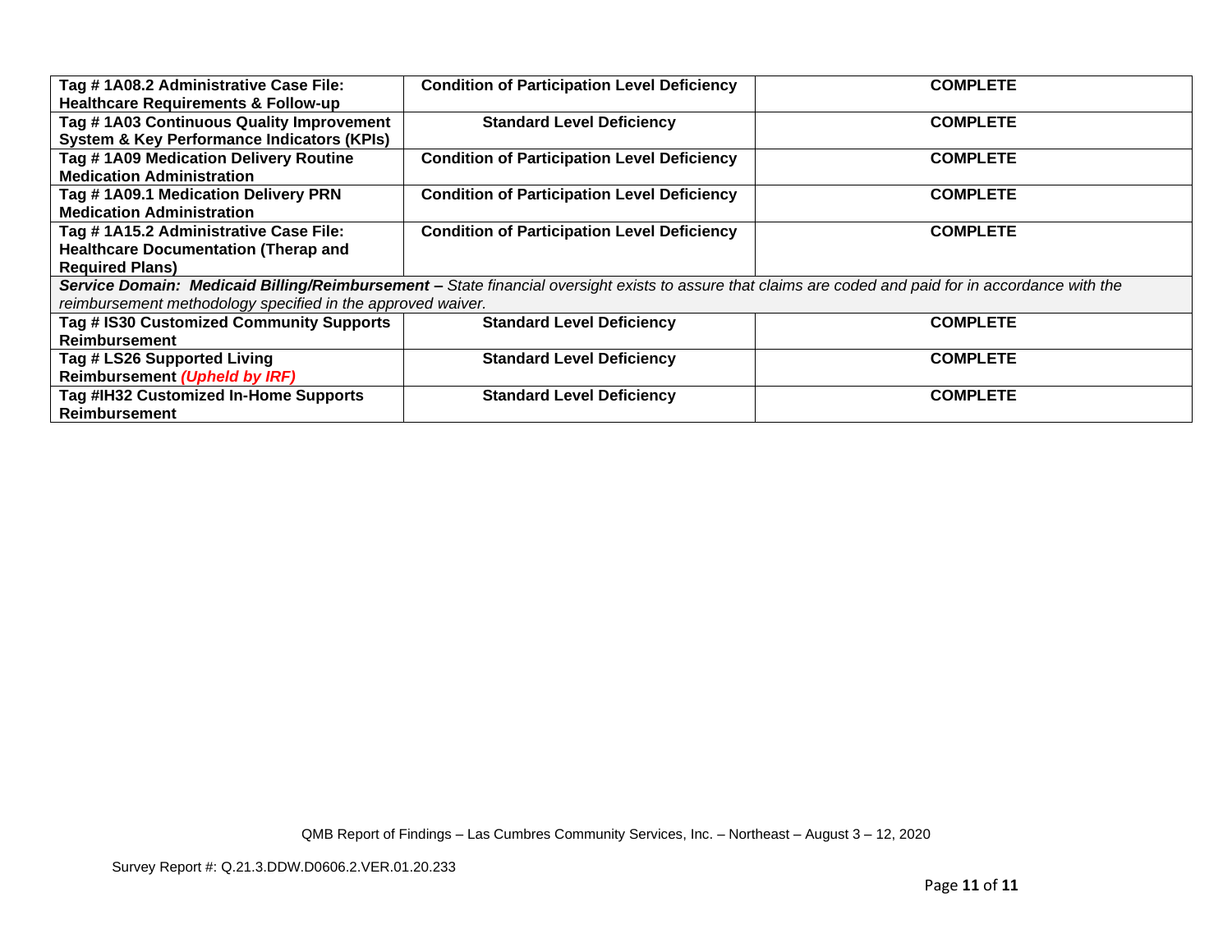| | | |
|---|---|---|
| **Tag # 1A08.2 Administrative Case File: Healthcare Requirements & Follow-up** | **Condition of Participation Level Deficiency** | **COMPLETE** |
| **Tag # 1A03 Continuous Quality Improvement System & Key Performance Indicators (KPIs)** | **Standard Level Deficiency** | **COMPLETE** |
| **Tag # 1A09 Medication Delivery Routine Medication Administration** | **Condition of Participation Level Deficiency** | **COMPLETE** |
| **Tag # 1A09.1 Medication Delivery PRN Medication Administration** | **Condition of Participation Level Deficiency** | **COMPLETE** |
| **Tag # 1A15.2 Administrative Case File: Healthcare Documentation (Therap and Required Plans)** | **Condition of Participation Level Deficiency** | **COMPLETE** |
| ***Service Domain: Medicaid Billing/Reimbursement –*** *State financial oversight exists to assure that claims are coded and paid for in accordance with the reimbursement methodology specified in the approved waiver.* | | |
| **Tag # IS30 Customized Community Supports Reimbursement** | **Standard Level Deficiency** | **COMPLETE** |
| **Tag # LS26 Supported Living Reimbursement *(Upheld by IRF)*** | **Standard Level Deficiency** | **COMPLETE** |
| **Tag #IH32 Customized In-Home Supports Reimbursement** | **Standard Level Deficiency** | **COMPLETE** |